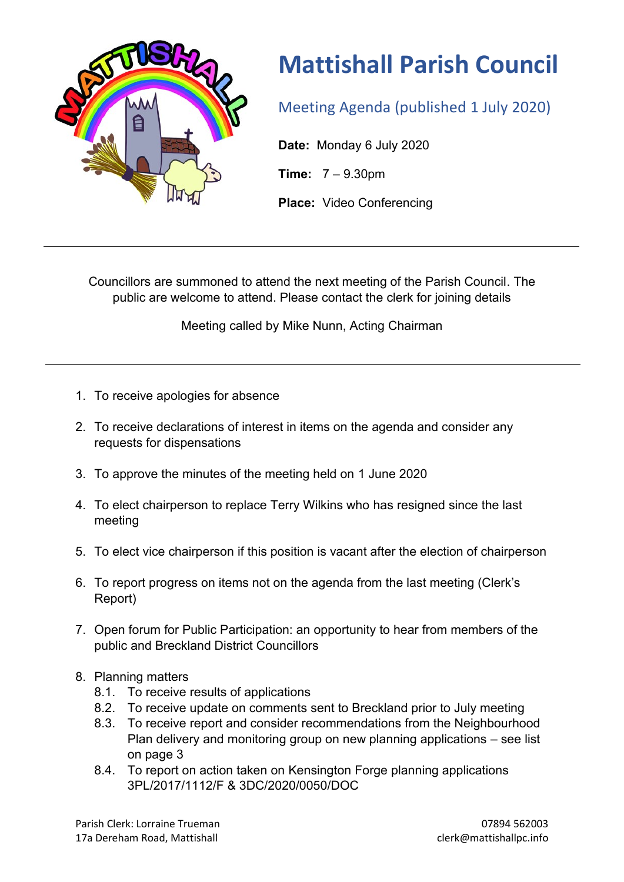# Mattishall Parish Council

## Meeting Agenda (published 1 July 2020)

**Date:** Monday 6 July 2020

**Time:** 7 – 9.30pm

**Place:** Video Conferencing

---

Councillors are summoned to attend the next meeting of the Parish Council. The public are welcome to attend. Please contact the clerk for joining details

Meeting called by Mike Nunn, Acting Chairman

---

1. To receive apologies for absence
2. To receive declarations of interest in items on the agenda and consider any requests for dispensations
3. To approve the minutes of the meeting held on 1 June 2020
4. To elect chairperson to replace Terry Wilkins who has resigned since the last meeting
5. To elect vice chairperson if this position is vacant after the election of chairperson
6. To report progress on items not on the agenda from the last meeting (Clerk's Report)
7. Open forum for Public Participation: an opportunity to hear from members of the public and Breckland District Councillors
8. Planning matters
   - 8.1. To receive results of applications
   - 8.2. To receive update on comments sent to Breckland prior to July meeting
   - 8.3. To receive report and consider recommendations from the Neighbourhood Plan delivery and monitoring group on new planning applications – see list on page 3
   - 8.4. To report on action taken on Kensington Forge planning applications 3PL/2017/1112/F & 3DC/2020/0050/DOC

Parish Clerk: Lorraine Trueman
17a Dereham Road, Mattishall

07894 562003
clerk@mattishallpc.info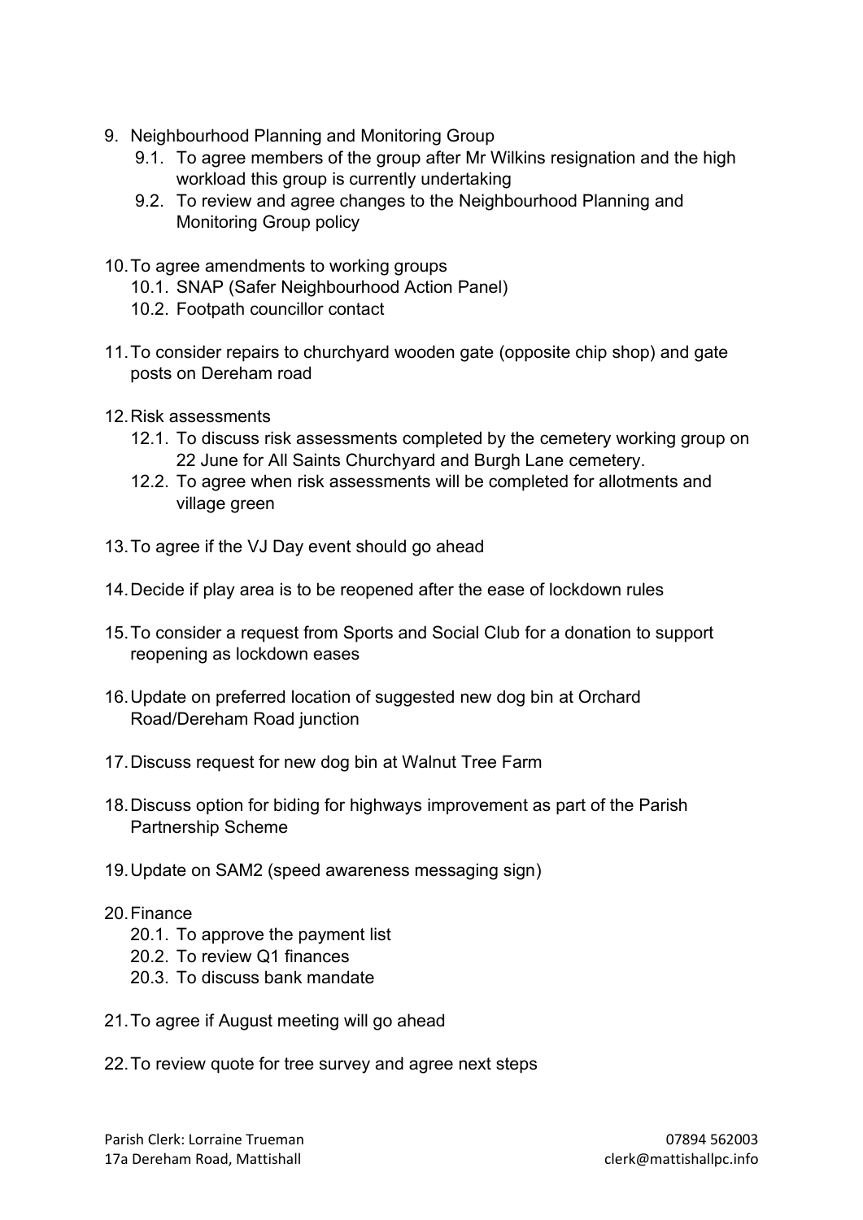9. Neighbourhood Planning and Monitoring Group
    9.1. To agree members of the group after Mr Wilkins resignation and the high workload this group is currently undertaking
    9.2. To review and agree changes to the Neighbourhood Planning and Monitoring Group policy

10. To agree amendments to working groups
    10.1. SNAP (Safer Neighbourhood Action Panel)
    10.2. Footpath councillor contact

11. To consider repairs to churchyard wooden gate (opposite chip shop) and gate posts on Dereham road

12. Risk assessments
    12.1. To discuss risk assessments completed by the cemetery working group on 22 June for All Saints Churchyard and Burgh Lane cemetery.
    12.2. To agree when risk assessments will be completed for allotments and village green

13. To agree if the VJ Day event should go ahead

14. Decide if play area is to be reopened after the ease of lockdown rules

15. To consider a request from Sports and Social Club for a donation to support reopening as lockdown eases

16. Update on preferred location of suggested new dog bin at Orchard Road/Dereham Road junction

17. Discuss request for new dog bin at Walnut Tree Farm

18. Discuss option for biding for highways improvement as part of the Parish Partnership Scheme

19. Update on SAM2 (speed awareness messaging sign)

20. Finance
    20.1. To approve the payment list
    20.2. To review Q1 finances
    20.3. To discuss bank mandate

21. To agree if August meeting will go ahead

22. To review quote for tree survey and agree next steps

Parish Clerk: Lorraine Trueman  
17a Dereham Road, Mattishall  
07894 562003  
clerk@mattishallpc.info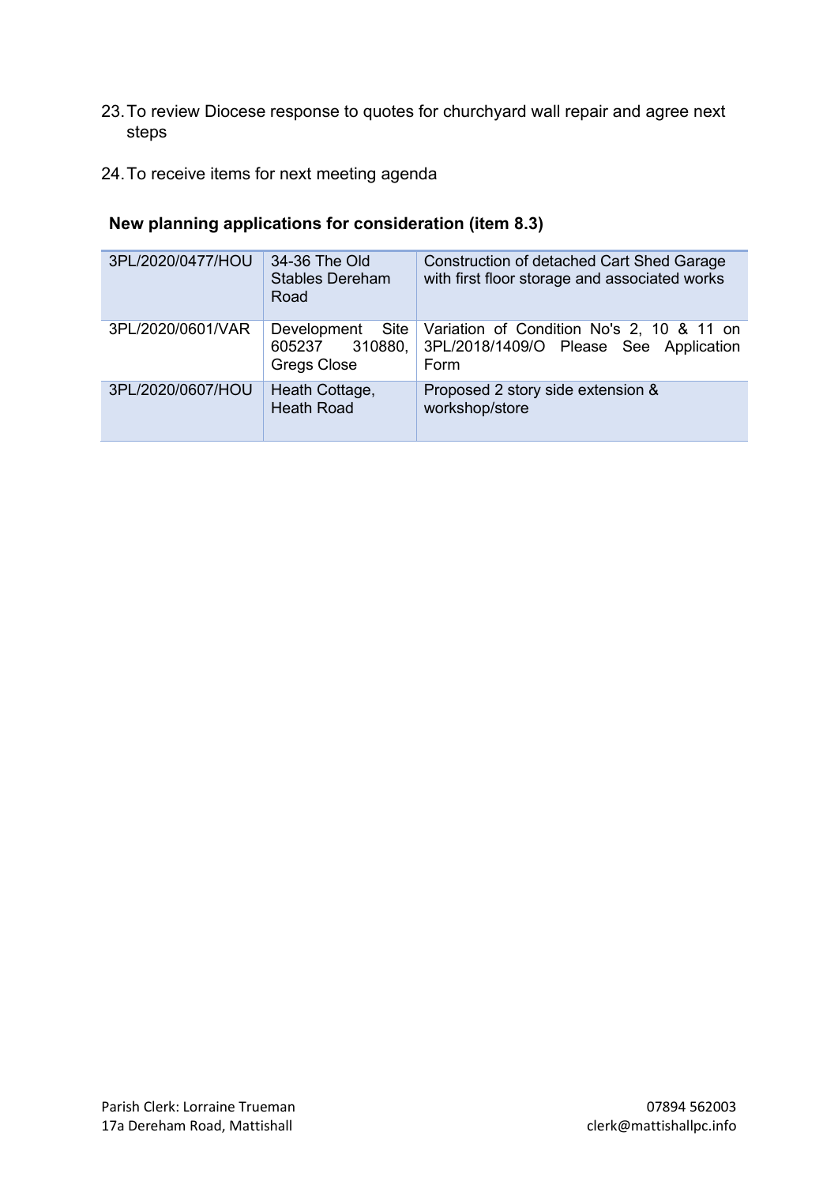23. To review Diocese response to quotes for churchyard wall repair and agree next steps

24. To receive items for next meeting agenda

**New planning applications for consideration (item 8.3)**

| | | |
|---|---|---|
| 3PL/2020/0477/HOU | 34-36 The Old Stables Dereham Road | Construction of detached Cart Shed Garage with first floor storage and associated works |
| 3PL/2020/0601/VAR | Development Site 605237 310880, Gregs Close | Variation of Condition No's 2, 10 & 11 on 3PL/2018/1409/O Please See Application Form |
| 3PL/2020/0607/HOU | Heath Cottage, Heath Road | Proposed 2 story side extension & workshop/store |

Parish Clerk: Lorraine Trueman
17a Dereham Road, Mattishall

07894 562003
clerk@mattishallpc.info